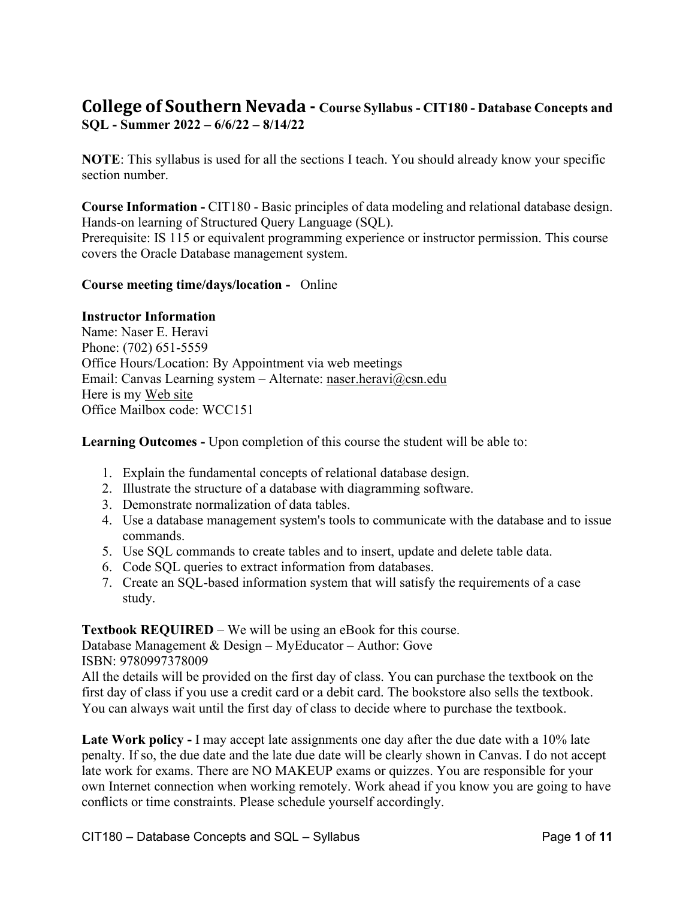# College of Southern Nevada - Course Syllabus - CIT180 - Database Concepts and SQL - Summer 2022 – 6/6/22 – 8/14/22

**NOTE**: This syllabus is used for all the sections I teach. You should already know your specific section number.

**Course Information -** CIT180 - Basic principles of data modeling and relational database design. Hands-on learning of Structured Query Language (SQL).
Prerequisite: IS 115 or equivalent programming experience or instructor permission. This course covers the Oracle Database management system.

**Course meeting time/days/location -** Online

**Instructor Information**
Name: Naser E. Heravi
Phone: (702) 651-5559
Office Hours/Location: By Appointment via web meetings
Email: Canvas Learning system – Alternate: naser.heravi@csn.edu
Here is my Web site
Office Mailbox code: WCC151

**Learning Outcomes -** Upon completion of this course the student will be able to:

1. Explain the fundamental concepts of relational database design.
2. Illustrate the structure of a database with diagramming software.
3. Demonstrate normalization of data tables.
4. Use a database management system's tools to communicate with the database and to issue commands.
5. Use SQL commands to create tables and to insert, update and delete table data.
6. Code SQL queries to extract information from databases.
7. Create an SQL-based information system that will satisfy the requirements of a case study.

**Textbook REQUIRED** – We will be using an eBook for this course.
Database Management & Design – MyEducator – Author: Gove
ISBN: 9780997378009
All the details will be provided on the first day of class. You can purchase the textbook on the first day of class if you use a credit card or a debit card. The bookstore also sells the textbook. You can always wait until the first day of class to decide where to purchase the textbook.

**Late Work policy -** I may accept late assignments one day after the due date with a 10% late penalty. If so, the due date and the late due date will be clearly shown in Canvas. I do not accept late work for exams. There are NO MAKEUP exams or quizzes. You are responsible for your own Internet connection when working remotely. Work ahead if you know you are going to have conflicts or time constraints. Please schedule yourself accordingly.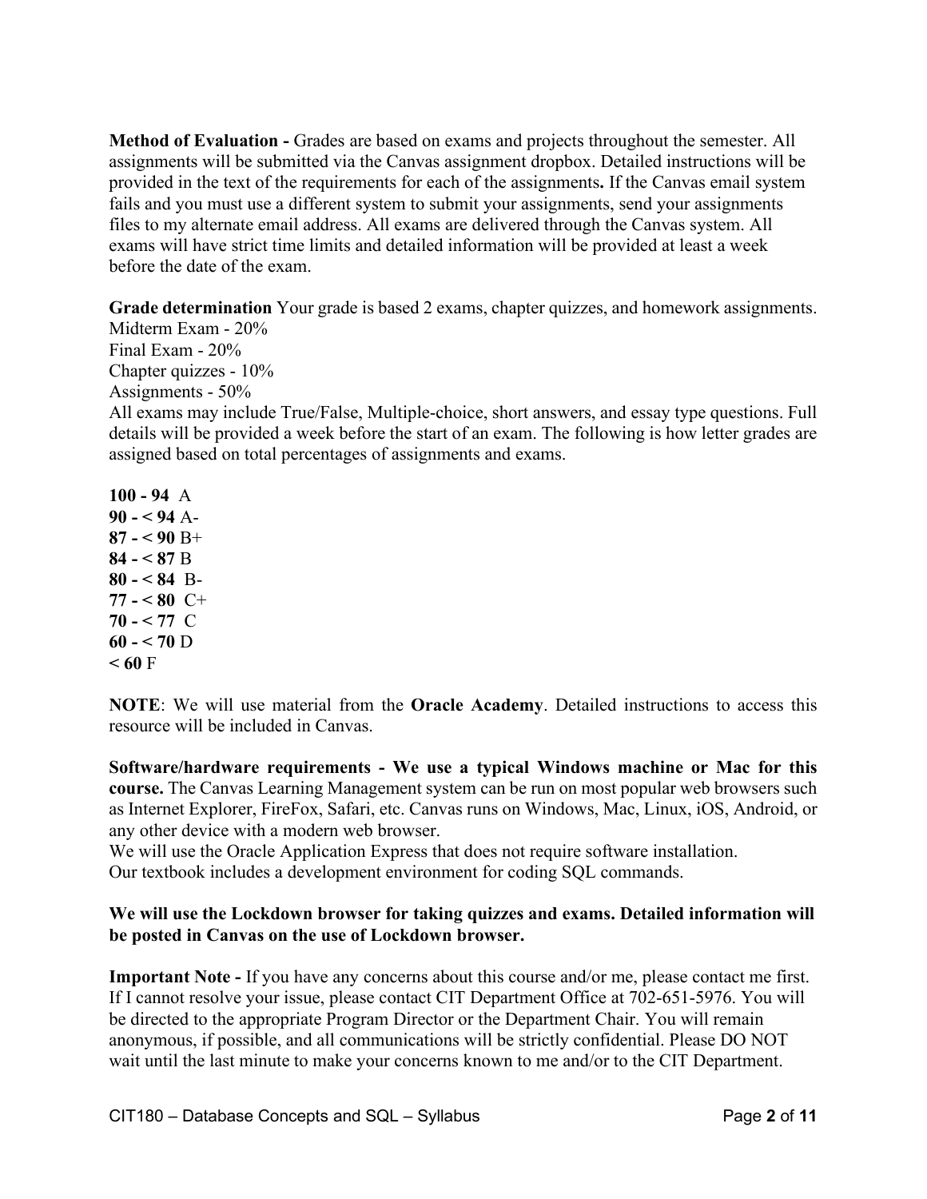**Method of Evaluation -** Grades are based on exams and projects throughout the semester. All assignments will be submitted via the Canvas assignment dropbox. Detailed instructions will be provided in the text of the requirements for each of the assignments**.** If the Canvas email system fails and you must use a different system to submit your assignments, send your assignments files to my alternate email address. All exams are delivered through the Canvas system. All exams will have strict time limits and detailed information will be provided at least a week before the date of the exam.

**Grade determination** Your grade is based 2 exams, chapter quizzes, and homework assignments.
Midterm Exam - 20%
Final Exam - 20%
Chapter quizzes - 10%
Assignments - 50%
All exams may include True/False, Multiple-choice, short answers, and essay type questions. Full details will be provided a week before the start of an exam. The following is how letter grades are assigned based on total percentages of assignments and exams.

**100 - 94** A
**90 - < 94** A-
**87 - < 90** B+
**84 - < 87** B
**80 - < 84** B-
**77 - < 80** C+
**70 - < 77** C
**60 - < 70** D
**< 60** F

**NOTE**: We will use material from the **Oracle Academy**. Detailed instructions to access this resource will be included in Canvas.

**Software/hardware requirements - We use a typical Windows machine or Mac for this course.** The Canvas Learning Management system can be run on most popular web browsers such as Internet Explorer, FireFox, Safari, etc. Canvas runs on Windows, Mac, Linux, iOS, Android, or any other device with a modern web browser.
We will use the Oracle Application Express that does not require software installation.
Our textbook includes a development environment for coding SQL commands.

**We will use the Lockdown browser for taking quizzes and exams. Detailed information will be posted in Canvas on the use of Lockdown browser.**

**Important Note -** If you have any concerns about this course and/or me, please contact me first. If I cannot resolve your issue, please contact CIT Department Office at 702-651-5976. You will be directed to the appropriate Program Director or the Department Chair. You will remain anonymous, if possible, and all communications will be strictly confidential. Please DO NOT wait until the last minute to make your concerns known to me and/or to the CIT Department.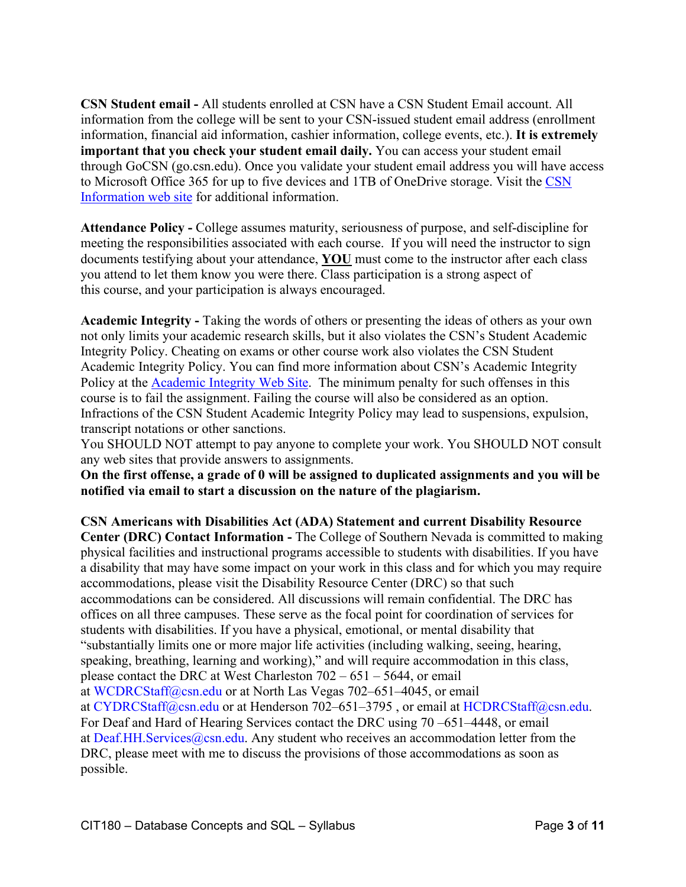**CSN Student email -** All students enrolled at CSN have a CSN Student Email account. All information from the college will be sent to your CSN-issued student email address (enrollment information, financial aid information, cashier information, college events, etc.). **It is extremely important that you check your student email daily.** You can access your student email through GoCSN (go.csn.edu). Once you validate your student email address you will have access to Microsoft Office 365 for up to five devices and 1TB of OneDrive storage. Visit the CSN Information web site for additional information.

**Attendance Policy -** College assumes maturity, seriousness of purpose, and self-discipline for meeting the responsibilities associated with each course. If you will need the instructor to sign documents testifying about your attendance, **YOU** must come to the instructor after each class you attend to let them know you were there. Class participation is a strong aspect of this course, and your participation is always encouraged.

**Academic Integrity -** Taking the words of others or presenting the ideas of others as your own not only limits your academic research skills, but it also violates the CSN's Student Academic Integrity Policy. Cheating on exams or other course work also violates the CSN Student Academic Integrity Policy. You can find more information about CSN's Academic Integrity Policy at the Academic Integrity Web Site. The minimum penalty for such offenses in this course is to fail the assignment. Failing the course will also be considered as an option. Infractions of the CSN Student Academic Integrity Policy may lead to suspensions, expulsion, transcript notations or other sanctions.
You SHOULD NOT attempt to pay anyone to complete your work. You SHOULD NOT consult any web sites that provide answers to assignments.
**On the first offense, a grade of 0 will be assigned to duplicated assignments and you will be notified via email to start a discussion on the nature of the plagiarism.**

**CSN Americans with Disabilities Act (ADA) Statement and current Disability Resource Center (DRC) Contact Information -** The College of Southern Nevada is committed to making physical facilities and instructional programs accessible to students with disabilities. If you have a disability that may have some impact on your work in this class and for which you may require accommodations, please visit the Disability Resource Center (DRC) so that such accommodations can be considered. All discussions will remain confidential. The DRC has offices on all three campuses. These serve as the focal point for coordination of services for students with disabilities. If you have a physical, emotional, or mental disability that "substantially limits one or more major life activities (including walking, seeing, hearing, speaking, breathing, learning and working)," and will require accommodation in this class, please contact the DRC at West Charleston 702 – 651 – 5644, or email at WCDRCStaff@csn.edu or at North Las Vegas 702–651–4045, or email at CYDRCStaff@csn.edu or at Henderson 702–651–3795 , or email at HCDRCStaff@csn.edu. For Deaf and Hard of Hearing Services contact the DRC using 70 –651–4448, or email at Deaf.HH.Services@csn.edu. Any student who receives an accommodation letter from the DRC, please meet with me to discuss the provisions of those accommodations as soon as possible.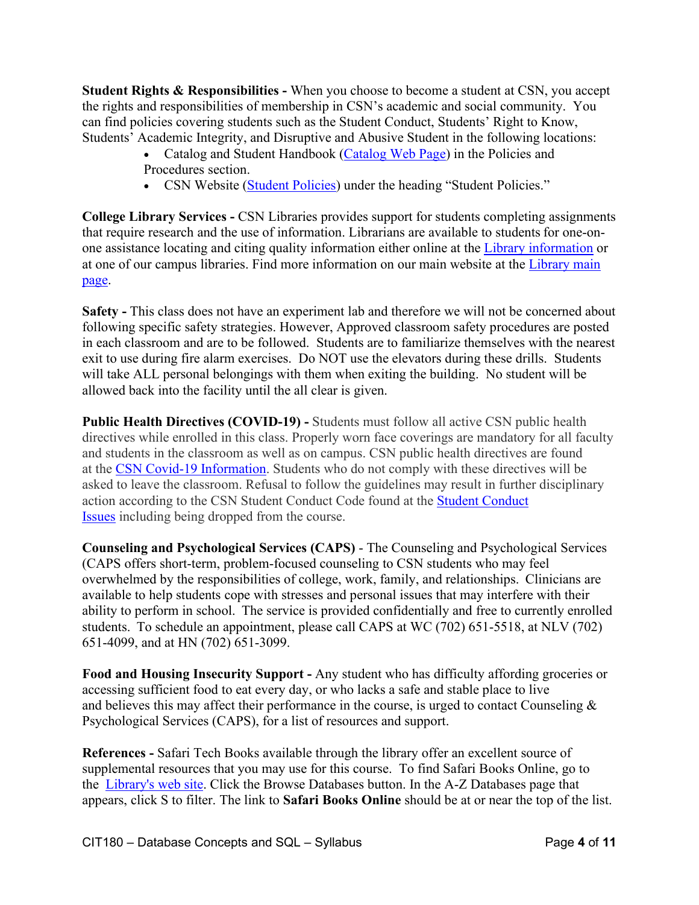**Student Rights & Responsibilities -** When you choose to become a student at CSN, you accept the rights and responsibilities of membership in CSN's academic and social community. You can find policies covering students such as the Student Conduct, Students' Right to Know, Students' Academic Integrity, and Disruptive and Abusive Student in the following locations:

- Catalog and Student Handbook (Catalog Web Page) in the Policies and Procedures section.
- CSN Website (Student Policies) under the heading "Student Policies."

**College Library Services -** CSN Libraries provides support for students completing assignments that require research and the use of information. Librarians are available to students for one-on-one assistance locating and citing quality information either online at the Library information or at one of our campus libraries. Find more information on our main website at the Library main page.

**Safety -** This class does not have an experiment lab and therefore we will not be concerned about following specific safety strategies. However, Approved classroom safety procedures are posted in each classroom and are to be followed. Students are to familiarize themselves with the nearest exit to use during fire alarm exercises. Do NOT use the elevators during these drills. Students will take ALL personal belongings with them when exiting the building. No student will be allowed back into the facility until the all clear is given.

**Public Health Directives (COVID-19) -** Students must follow all active CSN public health directives while enrolled in this class. Properly worn face coverings are mandatory for all faculty and students in the classroom as well as on campus. CSN public health directives are found at the CSN Covid-19 Information. Students who do not comply with these directives will be asked to leave the classroom. Refusal to follow the guidelines may result in further disciplinary action according to the CSN Student Conduct Code found at the Student Conduct Issues including being dropped from the course.

**Counseling and Psychological Services (CAPS)** - The Counseling and Psychological Services (CAPS offers short-term, problem-focused counseling to CSN students who may feel overwhelmed by the responsibilities of college, work, family, and relationships. Clinicians are available to help students cope with stresses and personal issues that may interfere with their ability to perform in school. The service is provided confidentially and free to currently enrolled students. To schedule an appointment, please call CAPS at WC (702) 651-5518, at NLV (702) 651-4099, and at HN (702) 651-3099.

**Food and Housing Insecurity Support -** Any student who has difficulty affording groceries or accessing sufficient food to eat every day, or who lacks a safe and stable place to live and believes this may affect their performance in the course, is urged to contact Counseling & Psychological Services (CAPS), for a list of resources and support.

**References -** Safari Tech Books available through the library offer an excellent source of supplemental resources that you may use for this course. To find Safari Books Online, go to the Library's web site. Click the Browse Databases button. In the A-Z Databases page that appears, click S to filter. The link to **Safari Books Online** should be at or near the top of the list.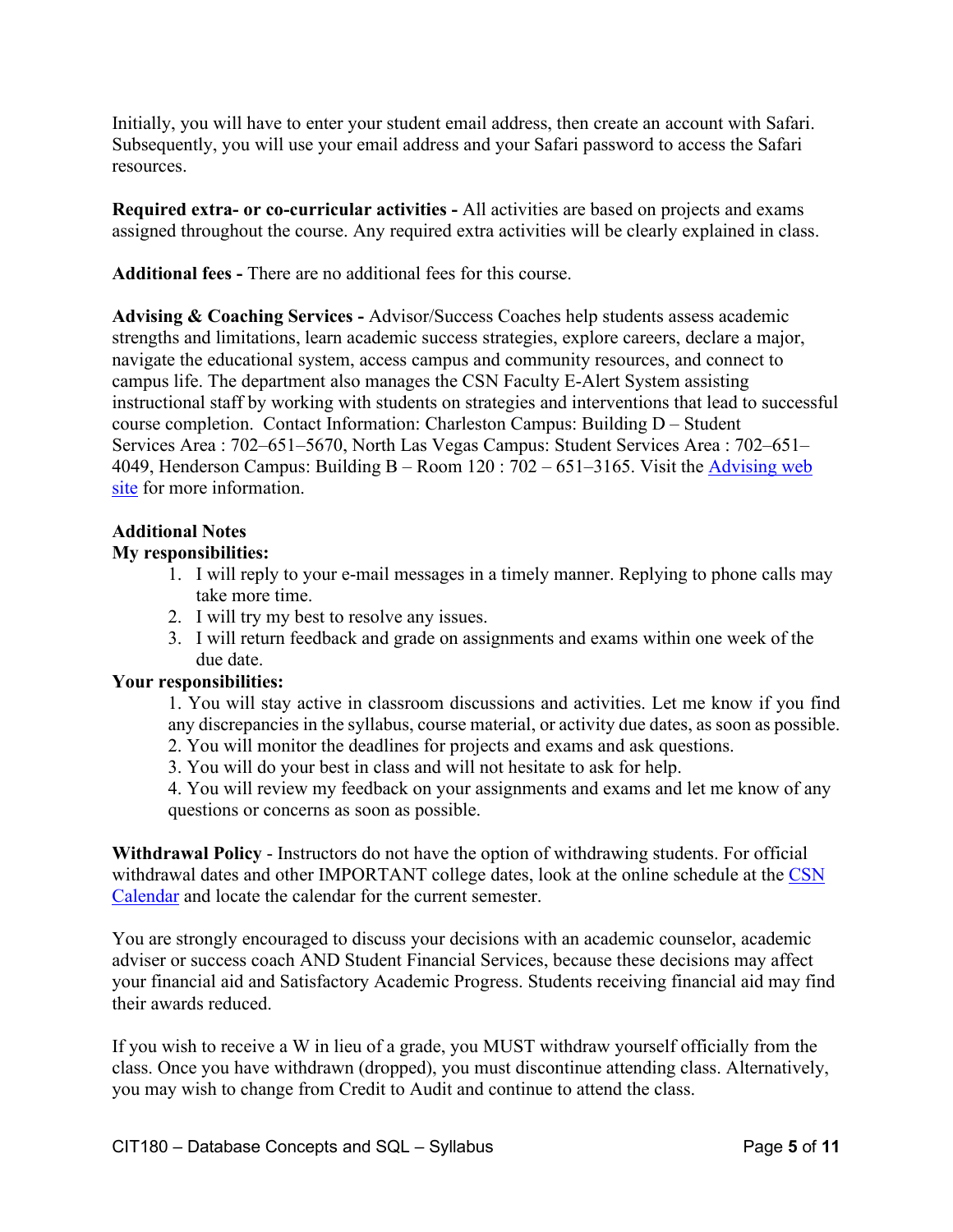Initially, you will have to enter your student email address, then create an account with Safari. Subsequently, you will use your email address and your Safari password to access the Safari resources.

**Required extra- or co-curricular activities -** All activities are based on projects and exams assigned throughout the course. Any required extra activities will be clearly explained in class.

**Additional fees -** There are no additional fees for this course.

**Advising & Coaching Services -** Advisor/Success Coaches help students assess academic strengths and limitations, learn academic success strategies, explore careers, declare a major, navigate the educational system, access campus and community resources, and connect to campus life. The department also manages the CSN Faculty E-Alert System assisting instructional staff by working with students on strategies and interventions that lead to successful course completion. Contact Information: Charleston Campus: Building D – Student Services Area : 702–651–5670, North Las Vegas Campus: Student Services Area : 702–651–4049, Henderson Campus: Building B – Room 120 : 702 – 651–3165. Visit the Advising web site for more information.

**Additional Notes**

**My responsibilities:**

1. I will reply to your e-mail messages in a timely manner. Replying to phone calls may take more time.
2. I will try my best to resolve any issues.
3. I will return feedback and grade on assignments and exams within one week of the due date.

**Your responsibilities:**

1. You will stay active in classroom discussions and activities. Let me know if you find any discrepancies in the syllabus, course material, or activity due dates, as soon as possible.
2. You will monitor the deadlines for projects and exams and ask questions.
3. You will do your best in class and will not hesitate to ask for help.
4. You will review my feedback on your assignments and exams and let me know of any questions or concerns as soon as possible.

**Withdrawal Policy** - Instructors do not have the option of withdrawing students. For official withdrawal dates and other IMPORTANT college dates, look at the online schedule at the CSN Calendar and locate the calendar for the current semester.

You are strongly encouraged to discuss your decisions with an academic counselor, academic adviser or success coach AND Student Financial Services, because these decisions may affect your financial aid and Satisfactory Academic Progress. Students receiving financial aid may find their awards reduced.

If you wish to receive a W in lieu of a grade, you MUST withdraw yourself officially from the class. Once you have withdrawn (dropped), you must discontinue attending class. Alternatively, you may wish to change from Credit to Audit and continue to attend the class.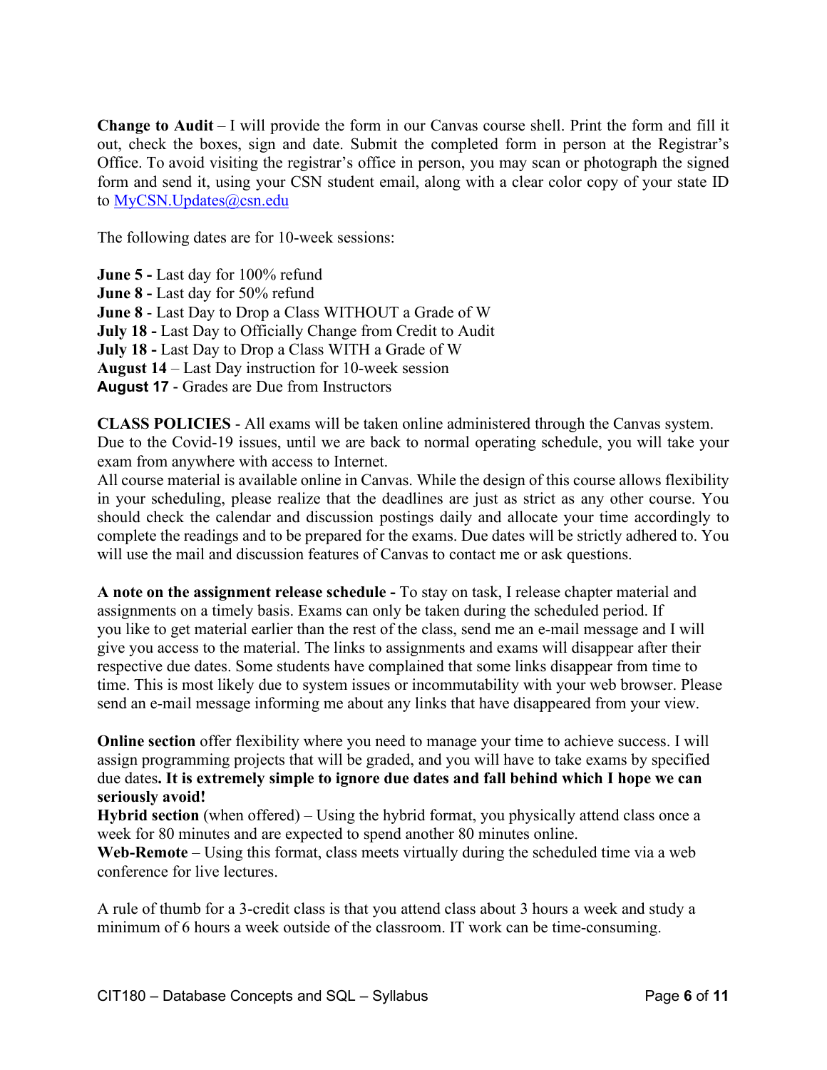**Change to Audit** – I will provide the form in our Canvas course shell. Print the form and fill it out, check the boxes, sign and date. Submit the completed form in person at the Registrar's Office. To avoid visiting the registrar's office in person, you may scan or photograph the signed form and send it, using your CSN student email, along with a clear color copy of your state ID to MyCSN.Updates@csn.edu

The following dates are for 10-week sessions:

**June 5 -** Last day for 100% refund
**June 8 -** Last day for 50% refund
**June 8** - Last Day to Drop a Class WITHOUT a Grade of W
**July 18 -** Last Day to Officially Change from Credit to Audit
**July 18 -** Last Day to Drop a Class WITH a Grade of W
**August 14** – Last Day instruction for 10-week session
**August 17** - Grades are Due from Instructors

**CLASS POLICIES** - All exams will be taken online administered through the Canvas system. Due to the Covid-19 issues, until we are back to normal operating schedule, you will take your exam from anywhere with access to Internet.
All course material is available online in Canvas. While the design of this course allows flexibility in your scheduling, please realize that the deadlines are just as strict as any other course. You should check the calendar and discussion postings daily and allocate your time accordingly to complete the readings and to be prepared for the exams. Due dates will be strictly adhered to. You will use the mail and discussion features of Canvas to contact me or ask questions.

**A note on the assignment release schedule -** To stay on task, I release chapter material and assignments on a timely basis. Exams can only be taken during the scheduled period. If you like to get material earlier than the rest of the class, send me an e-mail message and I will give you access to the material. The links to assignments and exams will disappear after their respective due dates. Some students have complained that some links disappear from time to time. This is most likely due to system issues or incommutability with your web browser. Please send an e-mail message informing me about any links that have disappeared from your view.

**Online section** offer flexibility where you need to manage your time to achieve success. I will assign programming projects that will be graded, and you will have to take exams by specified due dates**. It is extremely simple to ignore due dates and fall behind which I hope we can seriously avoid!**
**Hybrid section** (when offered) – Using the hybrid format, you physically attend class once a week for 80 minutes and are expected to spend another 80 minutes online.
**Web-Remote** – Using this format, class meets virtually during the scheduled time via a web conference for live lectures.

A rule of thumb for a 3-credit class is that you attend class about 3 hours a week and study a minimum of 6 hours a week outside of the classroom. IT work can be time-consuming.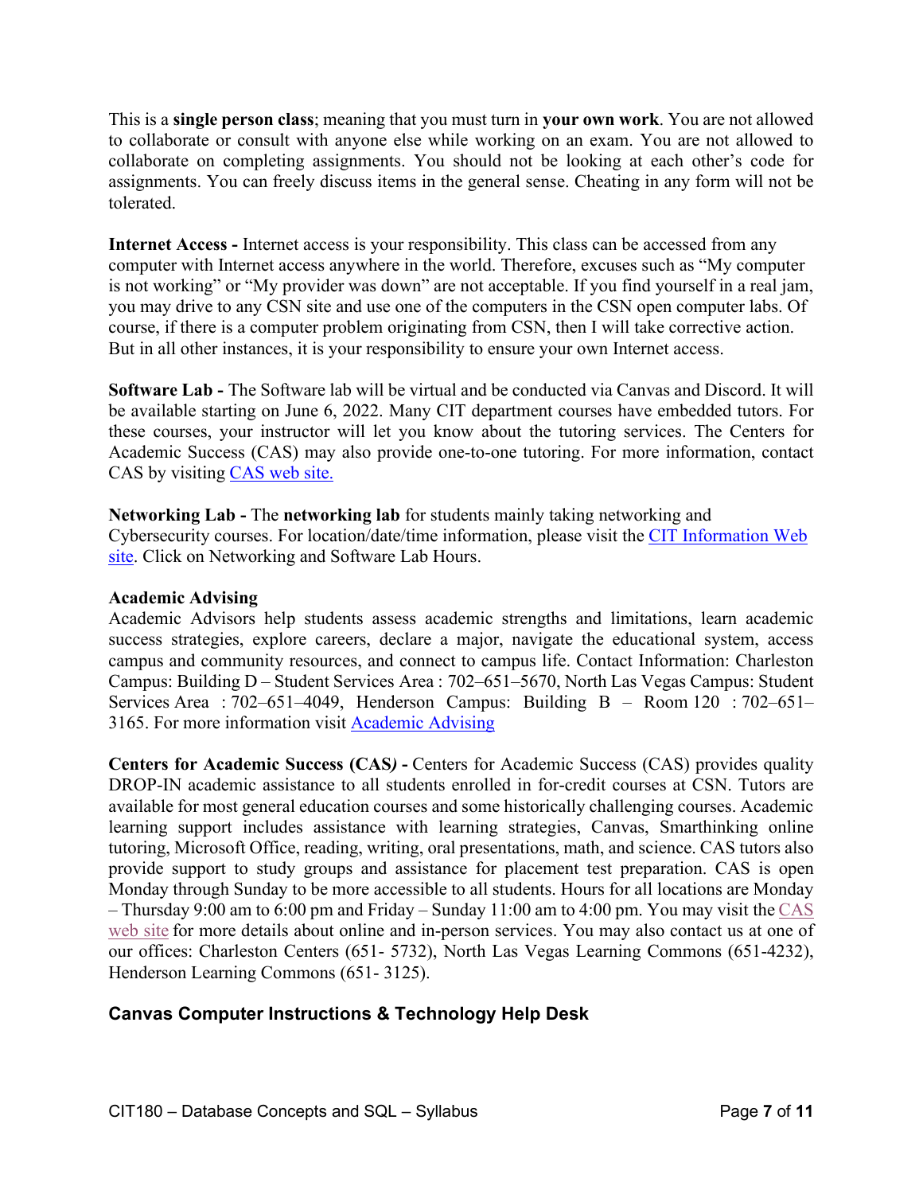This is a **single person class**; meaning that you must turn in **your own work**. You are not allowed to collaborate or consult with anyone else while working on an exam. You are not allowed to collaborate on completing assignments. You should not be looking at each other's code for assignments. You can freely discuss items in the general sense. Cheating in any form will not be tolerated.

**Internet Access -** Internet access is your responsibility. This class can be accessed from any computer with Internet access anywhere in the world. Therefore, excuses such as "My computer is not working" or "My provider was down" are not acceptable. If you find yourself in a real jam, you may drive to any CSN site and use one of the computers in the CSN open computer labs. Of course, if there is a computer problem originating from CSN, then I will take corrective action. But in all other instances, it is your responsibility to ensure your own Internet access.

**Software Lab -** The Software lab will be virtual and be conducted via Canvas and Discord. It will be available starting on June 6, 2022. Many CIT department courses have embedded tutors. For these courses, your instructor will let you know about the tutoring services. The Centers for Academic Success (CAS) may also provide one-to-one tutoring. For more information, contact CAS by visiting CAS web site.

**Networking Lab -** The **networking lab** for students mainly taking networking and Cybersecurity courses. For location/date/time information, please visit the CIT Information Web site. Click on Networking and Software Lab Hours.

**Academic Advising**

Academic Advisors help students assess academic strengths and limitations, learn academic success strategies, explore careers, declare a major, navigate the educational system, access campus and community resources, and connect to campus life. Contact Information: Charleston Campus: Building D – Student Services Area : 702–651–5670, North Las Vegas Campus: Student Services Area : 702–651–4049, Henderson Campus: Building B – Room 120 : 702–651–3165. For more information visit Academic Advising

**Centers for Academic Success (CAS*) -*** Centers for Academic Success (CAS) provides quality DROP-IN academic assistance to all students enrolled in for-credit courses at CSN. Tutors are available for most general education courses and some historically challenging courses. Academic learning support includes assistance with learning strategies, Canvas, Smarthinking online tutoring, Microsoft Office, reading, writing, oral presentations, math, and science. CAS tutors also provide support to study groups and assistance for placement test preparation. CAS is open Monday through Sunday to be more accessible to all students. Hours for all locations are Monday – Thursday 9:00 am to 6:00 pm and Friday – Sunday 11:00 am to 4:00 pm. You may visit the CAS web site for more details about online and in-person services. You may also contact us at one of our offices: Charleston Centers (651- 5732), North Las Vegas Learning Commons (651-4232), Henderson Learning Commons (651- 3125).

## Canvas Computer Instructions & Technology Help Desk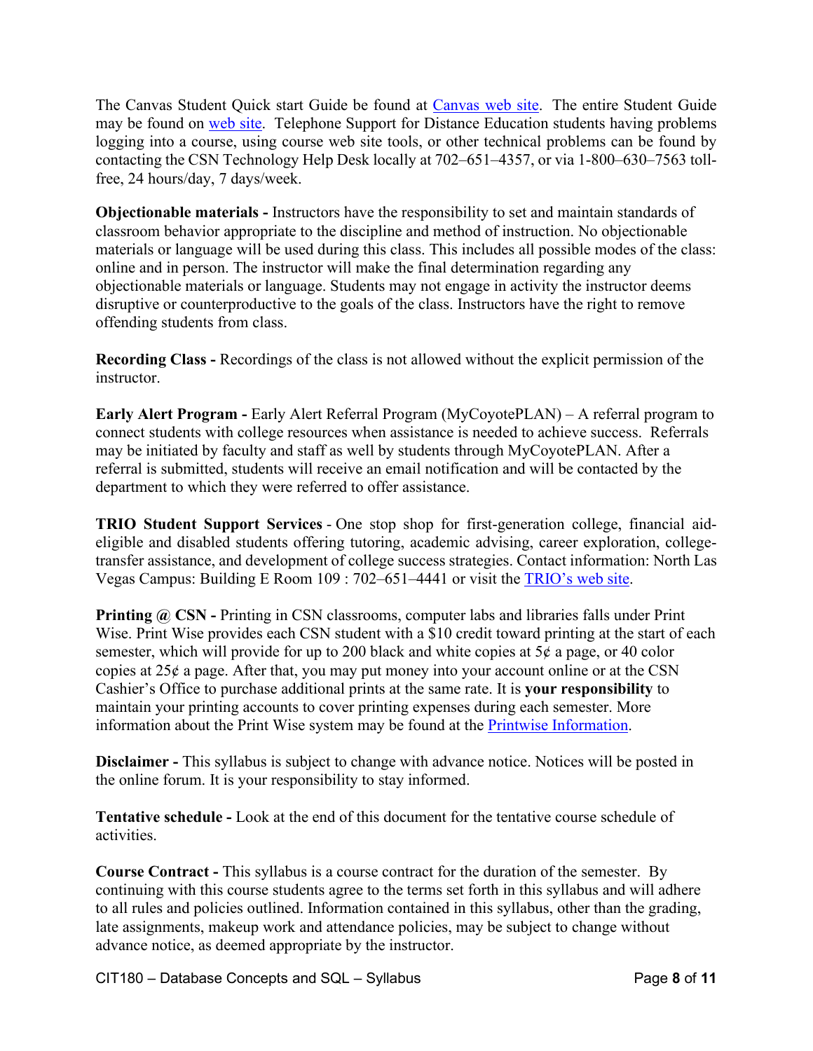The Canvas Student Quick start Guide be found at [Canvas web site](). The entire Student Guide may be found on [web site](). Telephone Support for Distance Education students having problems logging into a course, using course web site tools, or other technical problems can be found by contacting the CSN Technology Help Desk locally at 702–651–4357, or via 1-800–630–7563 toll-free, 24 hours/day, 7 days/week.

**Objectionable materials -** Instructors have the responsibility to set and maintain standards of classroom behavior appropriate to the discipline and method of instruction. No objectionable materials or language will be used during this class. This includes all possible modes of the class: online and in person. The instructor will make the final determination regarding any objectionable materials or language. Students may not engage in activity the instructor deems disruptive or counterproductive to the goals of the class. Instructors have the right to remove offending students from class.

**Recording Class -** Recordings of the class is not allowed without the explicit permission of the instructor.

**Early Alert Program -** Early Alert Referral Program (MyCoyotePLAN) – A referral program to connect students with college resources when assistance is needed to achieve success. Referrals may be initiated by faculty and staff as well by students through MyCoyotePLAN. After a referral is submitted, students will receive an email notification and will be contacted by the department to which they were referred to offer assistance.

**TRIO Student Support Services** - One stop shop for first-generation college, financial aid-eligible and disabled students offering tutoring, academic advising, career exploration, college-transfer assistance, and development of college success strategies. Contact information: North Las Vegas Campus: Building E Room 109 : 702–651–4441 or visit the [TRIO's web site]().

**Printing @ CSN -** Printing in CSN classrooms, computer labs and libraries falls under Print Wise. Print Wise provides each CSN student with a $10 credit toward printing at the start of each semester, which will provide for up to 200 black and white copies at 5¢ a page, or 40 color copies at 25¢ a page. After that, you may put money into your account online or at the CSN Cashier's Office to purchase additional prints at the same rate. It is **your responsibility** to maintain your printing accounts to cover printing expenses during each semester. More information about the Print Wise system may be found at the [Printwise Information]().

**Disclaimer -** This syllabus is subject to change with advance notice. Notices will be posted in the online forum. It is your responsibility to stay informed.

**Tentative schedule -** Look at the end of this document for the tentative course schedule of activities.

**Course Contract -** This syllabus is a course contract for the duration of the semester. By continuing with this course students agree to the terms set forth in this syllabus and will adhere to all rules and policies outlined. Information contained in this syllabus, other than the grading, late assignments, makeup work and attendance policies, may be subject to change without advance notice, as deemed appropriate by the instructor.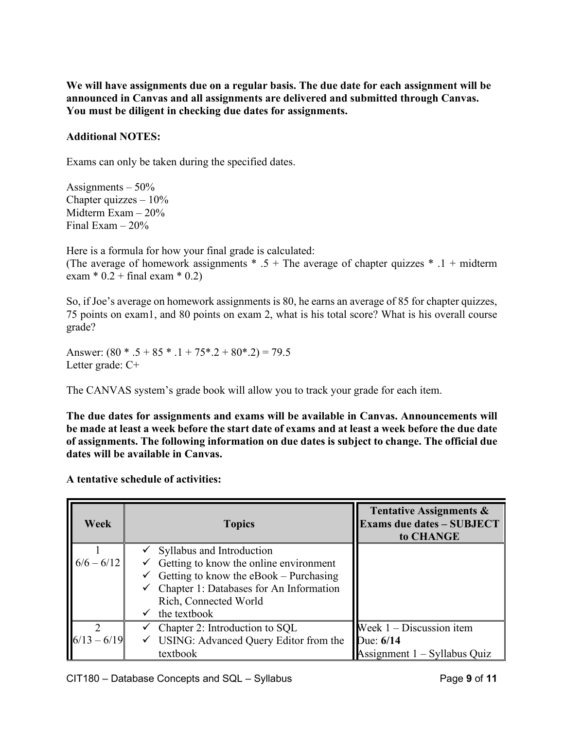**We will have assignments due on a regular basis. The due date for each assignment will be announced in Canvas and all assignments are delivered and submitted through Canvas. You must be diligent in checking due dates for assignments.**

**Additional NOTES:**

Exams can only be taken during the specified dates.

Assignments – 50%
Chapter quizzes – 10%
Midterm Exam – 20%
Final Exam – 20%

Here is a formula for how your final grade is calculated:
(The average of homework assignments * .5 + The average of chapter quizzes * .1 + midterm exam * 0.2 + final exam * 0.2)

So, if Joe's average on homework assignments is 80, he earns an average of 85 for chapter quizzes, 75 points on exam1, and 80 points on exam 2, what is his total score? What is his overall course grade?

Answer: (80 * .5 + 85 * .1 + 75*.2 + 80*.2) = 79.5
Letter grade: C+

The CANVAS system's grade book will allow you to track your grade for each item.

**The due dates for assignments and exams will be available in Canvas. Announcements will be made at least a week before the start date of exams and at least a week before the due date of assignments. The following information on due dates is subject to change. The official due dates will be available in Canvas.**

**A tentative schedule of activities:**

| Week | Topics | Tentative Assignments & Exams due dates – SUBJECT to CHANGE |
|---|---|---|
| 1<br>6/6 – 6/12 | ✓ Syllabus and Introduction<br>✓ Getting to know the online environment<br>✓ Getting to know the eBook – Purchasing<br>✓ Chapter 1: Databases for An Information Rich, Connected World<br>✓ the textbook | |
| 2<br>6/13 – 6/19 | ✓ Chapter 2: Introduction to SQL<br>✓ USING: Advanced Query Editor from the textbook | Week 1 – Discussion item<br>Due: **6/14**<br>Assignment 1 – Syllabus Quiz |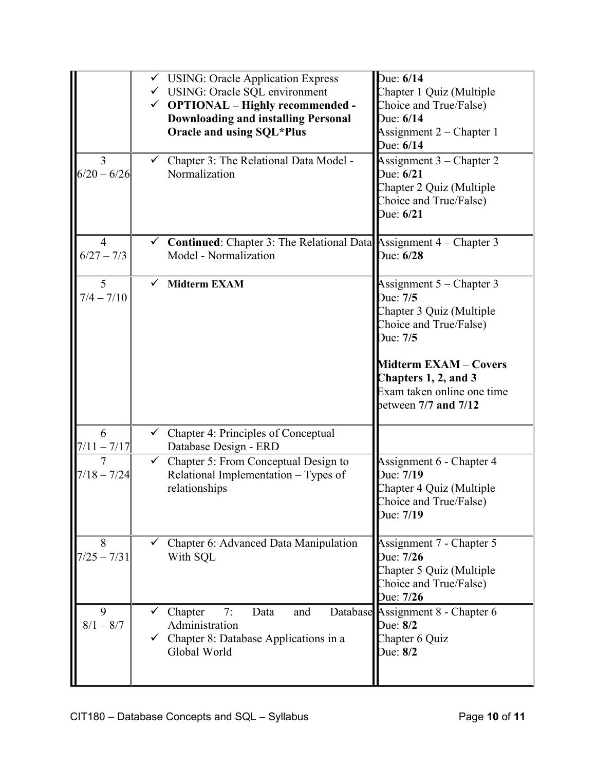| | | |
|---|---|---|
| | ✓ USING: Oracle Application Express<br>✓ USING: Oracle SQL environment<br>✓ **OPTIONAL – Highly recommended - Downloading and installing Personal Oracle and using SQL*Plus** | Due: **6/14**<br>Chapter 1 Quiz (Multiple Choice and True/False)<br>Due: **6/14**<br>Assignment 2 – Chapter 1<br>Due: **6/14** |
| 3<br>6/20 – 6/26 | ✓ Chapter 3: The Relational Data Model - Normalization | Assignment 3 – Chapter 2<br>Due: **6/21**<br>Chapter 2 Quiz (Multiple Choice and True/False)<br>Due: **6/21** |
| 4<br>6/27 – 7/3 | ✓ **Continued**: Chapter 3: The Relational Data Model - Normalization | Assignment 4 – Chapter 3<br>Due: **6/28** |
| 5<br>7/4 – 7/10 | ✓ **Midterm EXAM** | Assignment 5 – Chapter 3<br>Due: **7/5**<br>Chapter 3 Quiz (Multiple Choice and True/False)<br>Due: **7/5**<br><br>**Midterm EXAM** – **Covers Chapters 1, 2, and 3**<br>Exam taken online one time between **7/7 and 7/12** |
| 6<br>7/11 – 7/17 | ✓ Chapter 4: Principles of Conceptual Database Design - ERD | |
| 7<br>7/18 – 7/24 | ✓ Chapter 5: From Conceptual Design to Relational Implementation – Types of relationships | Assignment 6 - Chapter 4<br>Due: **7/19**<br>Chapter 4 Quiz (Multiple Choice and True/False)<br>Due: **7/19** |
| 8<br>7/25 – 7/31 | ✓ Chapter 6: Advanced Data Manipulation With SQL | Assignment 7 - Chapter 5<br>Due: **7/26**<br>Chapter 5 Quiz (Multiple Choice and True/False)<br>Due: **7/26** |
| 9<br>8/1 – 8/7 | ✓ Chapter 7: Data and Database Administration<br>✓ Chapter 8: Database Applications in a Global World | Assignment 8 - Chapter 6<br>Due: **8/2**<br>Chapter 6 Quiz<br>Due: **8/2** |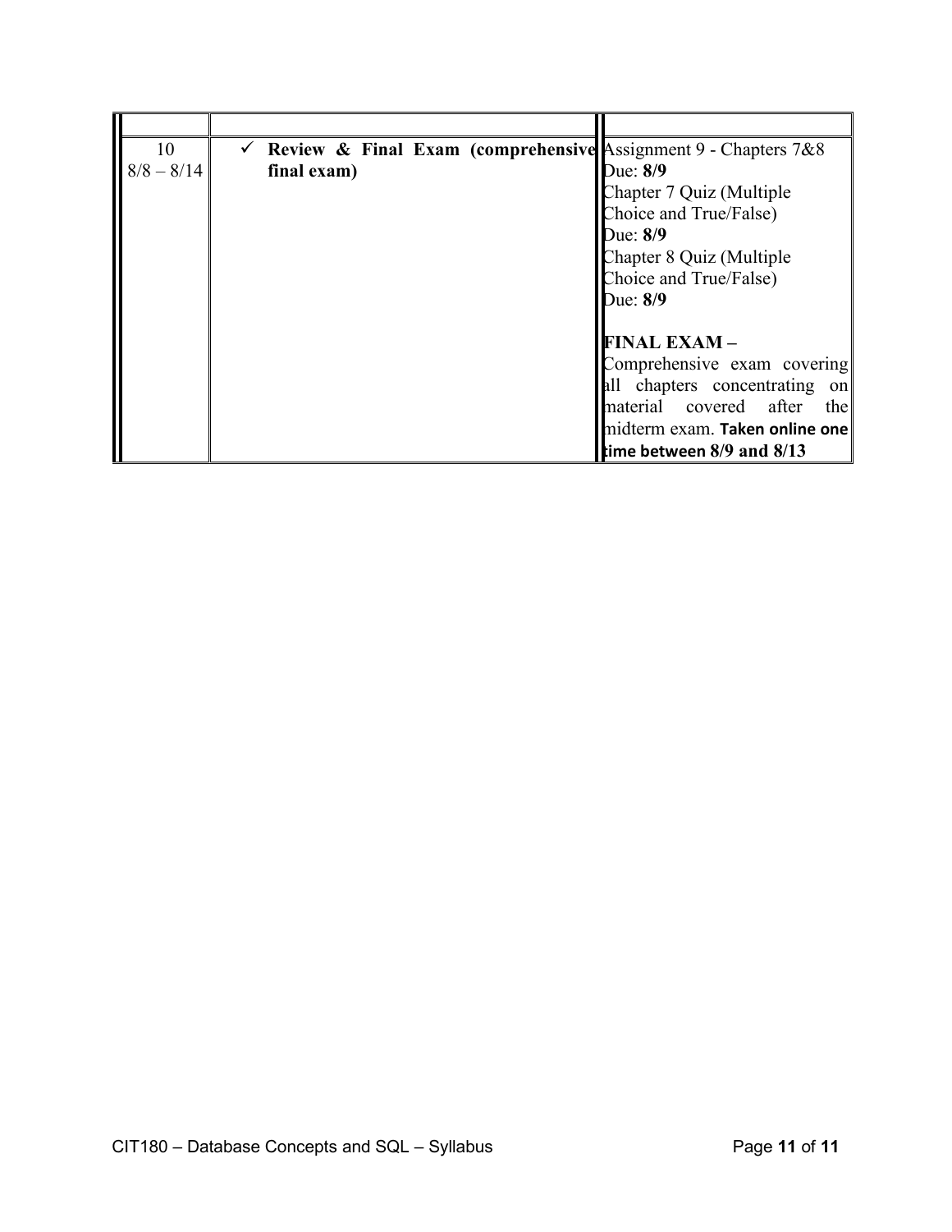| | | |
|---|---|---|
| 10<br>8/8 – 8/14 | ✓ **Review & Final Exam (comprehensive final exam)** | Assignment 9 - Chapters 7&8<br>Due: **8/9**<br>Chapter 7 Quiz (Multiple Choice and True/False)<br>Due: **8/9**<br>Chapter 8 Quiz (Multiple Choice and True/False)<br>Due: **8/9**<br><br>**FINAL EXAM –**<br>Comprehensive exam covering all chapters concentrating on material covered after the midterm exam. **Taken online one time between 8/9 and 8/13** |